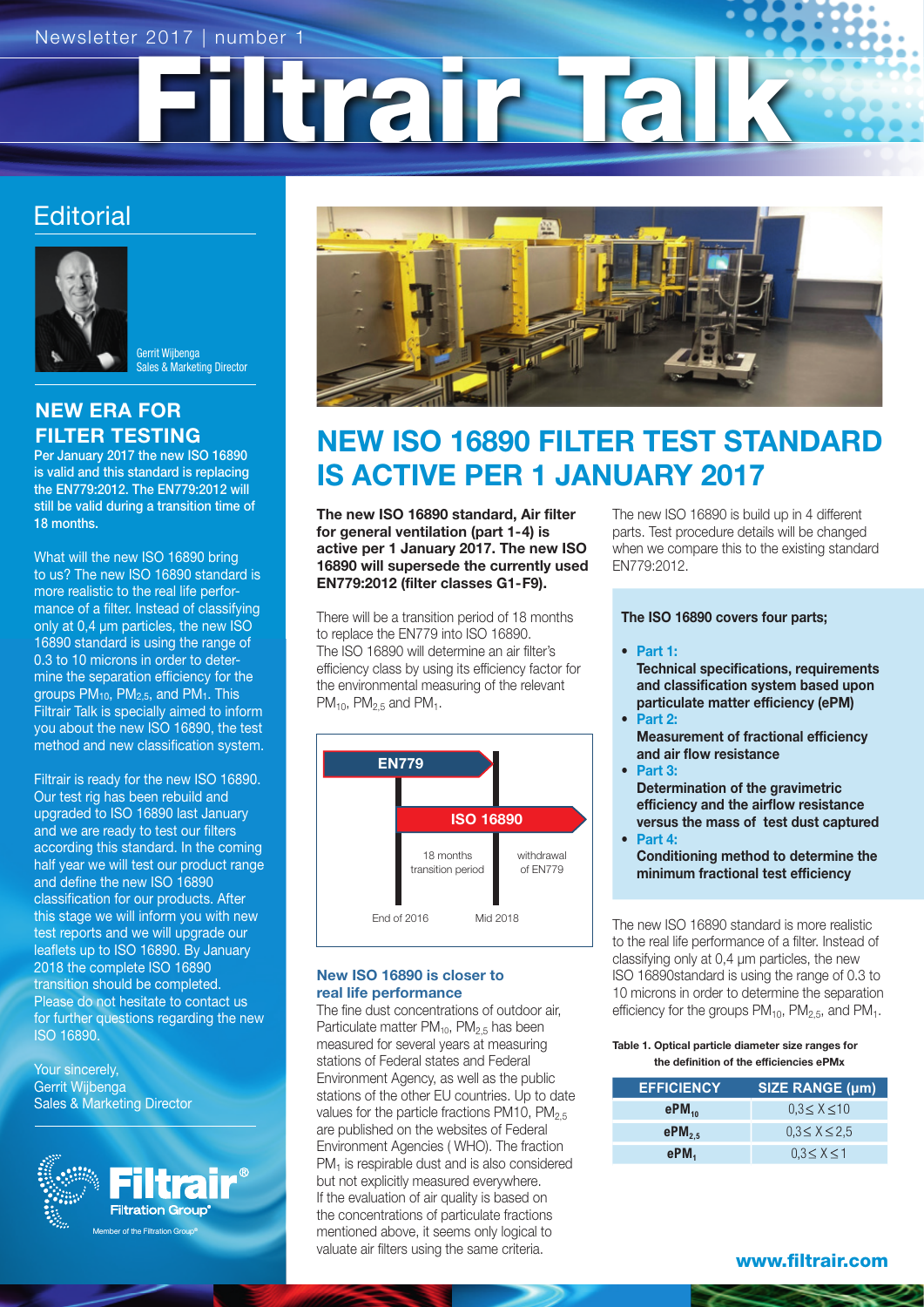Newsletter 2017 | number 1

# Filtrair Talk

## Editorial

Gerrit Wijbenga
Sales & Marketing Director

### NEW ERA FOR FILTER TESTING

**Per January 2017 the new ISO 16890 is valid and this standard is replacing the EN779:2012. The EN779:2012 will still be valid during a transition time of 18 months.**

What will the new ISO 16890 bring to us? The new ISO 16890 standard is more realistic to the real life performance of a filter. Instead of classifying only at 0,4 µm particles, the new ISO 16890 standard is using the range of 0.3 to 10 microns in order to determine the separation efficiency for the groups $PM_{10}$, $PM_{2,5}$, and $PM_1$. This Filtrair Talk is specially aimed to inform you about the new ISO 16890, the test method and new classification system.

Filtrair is ready for the new ISO 16890. Our test rig has been rebuild and upgraded to ISO 16890 last January and we are ready to test our filters according this standard. In the coming half year we will test our product range and define the new ISO 16890 classification for our products. After this stage we will inform you with new test reports and we will upgrade our leaflets up to ISO 16890. By January 2018 the complete ISO 16890 transition should be completed. Please do not hesitate to contact us for further questions regarding the new ISO 16890.

Your sincerely,
Gerrit Wijbenga
Sales & Marketing Director

Filtrair® Filtration Group®
Member of the Filtration Group®

## NEW ISO 16890 FILTER TEST STANDARD IS ACTIVE PER 1 JANUARY 2017

**The new ISO 16890 standard, Air filter for general ventilation (part 1-4) is active per 1 January 2017. The new ISO 16890 will supersede the currently used EN779:2012 (filter classes G1-F9).**

There will be a transition period of 18 months to replace the EN779 into ISO 16890. The ISO 16890 will determine an air filter's efficiency class by using its efficiency factor for the environmental measuring of the relevant $PM_{10}$, $PM_{2,5}$ and $PM_1$.

EN779 | ISO 16890 | 18 months transition period | withdrawal of EN779 | End of 2016 | Mid 2018

### New ISO 16890 is closer to real life performance

The fine dust concentrations of outdoor air, Particulate matter $PM_{10}$, $PM_{2,5}$ has been measured for several years at measuring stations of Federal states and Federal Environment Agency, as well as the public stations of the other EU countries. Up to date values for the particle fractions PM10, $PM_{2,5}$ are published on the websites of Federal Environment Agencies ( WHO). The fraction $PM_1$ is respirable dust and is also considered but not explicitly measured everywhere. If the evaluation of air quality is based on the concentrations of particulate fractions mentioned above, it seems only logical to valuate air filters using the same criteria.

The new ISO 16890 is build up in 4 different parts. Test procedure details will be changed when we compare this to the existing standard EN779:2012.

**The ISO 16890 covers four parts;**

- **Part 1:**
  **Technical specifications, requirements and classification system based upon particulate matter efficiency (ePM)**
- **Part 2:**
  **Measurement of fractional efficiency and air flow resistance**
- **Part 3:**
  **Determination of the gravimetric efficiency and the airflow resistance versus the mass of test dust captured**
- **Part 4:**
  **Conditioning method to determine the minimum fractional test efficiency**

The new ISO 16890 standard is more realistic to the real life performance of a filter. Instead of classifying only at 0,4 µm particles, the new ISO 16890standard is using the range of 0.3 to 10 microns in order to determine the separation efficiency for the groups $PM_{10}$, $PM_{2,5}$, and $PM_1$.

**Table 1. Optical particle diameter size ranges for the definition of the efficiencies ePMx**

| EFFICIENCY | SIZE RANGE (µm) |
|---|---|
| $ePM_{10}$ | $0{,}3 \leq X \leq 10$ |
| $ePM_{2,5}$ | $0{,}3 \leq X \leq 2{,}5$ |
| $ePM_1$ | $0{,}3 \leq X \leq 1$ |

www.filtrair.com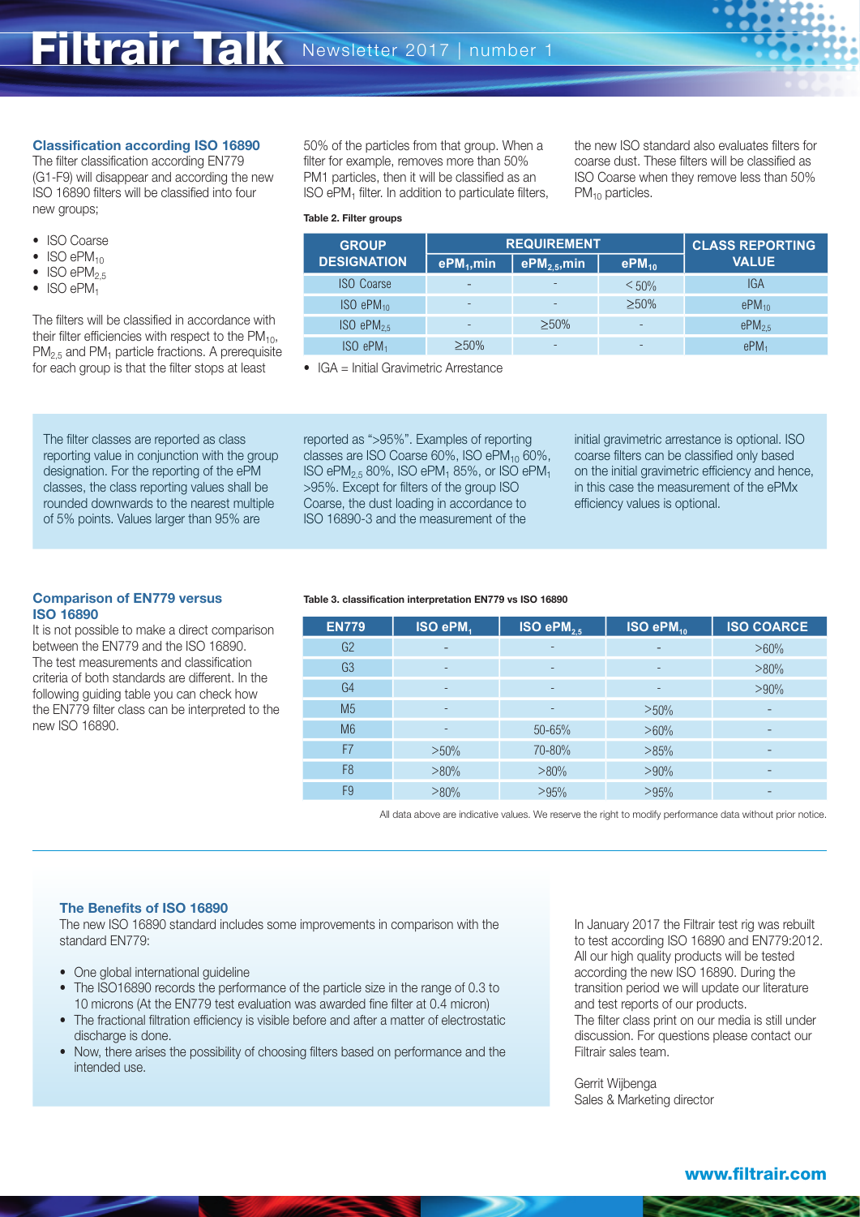## Classification according ISO 16890

The filter classification according EN779 (G1-F9) will disappear and according the new ISO 16890 filters will be classified into four new groups;

- ISO Coarse
- ISO $ePM_{10}$
- ISO $ePM_{2,5}$
- ISO $ePM_1$

The filters will be classified in accordance with their filter efficiencies with respect to the $PM_{10}$, $PM_{2,5}$ and $PM_1$ particle fractions. A prerequisite for each group is that the filter stops at least 50% of the particles from that group. When a filter for example, removes more than 50% PM1 particles, then it will be classified as an ISO $ePM_1$ filter. In addition to particulate filters, the new ISO standard also evaluates filters for coarse dust. These filters will be classified as ISO Coarse when they remove less than 50% $PM_{10}$ particles.

**Table 2. Filter groups**

| GROUP DESIGNATION | REQUIREMENT | | | CLASS REPORTING VALUE |
|---|---|---|---|---|
| | $ePM_1$,min | $ePM_{2,5}$,min | $ePM_{10}$ | |
| ISO Coarse | - | - | < 50% | IGA |
| ISO $ePM_{10}$ | - | - | ≥50% | $ePM_{10}$ |
| ISO $ePM_{2,5}$ | - | ≥50% | - | $ePM_{2,5}$ |
| ISO $ePM_1$ | ≥50% | - | - | $ePM_1$ |

- IGA = Initial Gravimetric Arrestance

The filter classes are reported as class reporting value in conjunction with the group designation. For the reporting of the ePM classes, the class reporting values shall be rounded downwards to the nearest multiple of 5% points. Values larger than 95% are reported as ">95%". Examples of reporting classes are ISO Coarse 60%, ISO $ePM_{10}$ 60%, ISO $ePM_{2,5}$ 80%, ISO $ePM_1$ 85%, or ISO $ePM_1$ >95%. Except for filters of the group ISO Coarse, the dust loading in accordance to ISO 16890-3 and the measurement of the initial gravimetric arrestance is optional. ISO coarse filters can be classified only based on the initial gravimetric efficiency and hence, in this case the measurement of the ePMx efficiency values is optional.

## Comparison of EN779 versus ISO 16890

It is not possible to make a direct comparison between the EN779 and the ISO 16890. The test measurements and classification criteria of both standards are different. In the following guiding table you can check how the EN779 filter class can be interpreted to the new ISO 16890.

**Table 3. classification interpretation EN779 vs ISO 16890**

| EN779 | ISO $ePM_1$ | ISO $ePM_{2,5}$ | ISO $ePM_{10}$ | ISO COARCE |
|---|---|---|---|---|
| G2 | - | - | - | >60% |
| G3 | - | - | - | >80% |
| G4 | - | - | - | >90% |
| M5 | - | - | >50% | - |
| M6 | - | 50-65% | >60% | - |
| F7 | >50% | 70-80% | >85% | - |
| F8 | >80% | >80% | >90% | - |
| F9 | >80% | >95% | >95% | - |

All data above are indicative values. We reserve the right to modify performance data without prior notice.

## The Benefits of ISO 16890

The new ISO 16890 standard includes some improvements in comparison with the standard EN779:

- One global international guideline
- The ISO16890 records the performance of the particle size in the range of 0.3 to 10 microns (At the EN779 test evaluation was awarded fine filter at 0.4 micron)
- The fractional filtration efficiency is visible before and after a matter of electrostatic discharge is done.
- Now, there arises the possibility of choosing filters based on performance and the intended use.

In January 2017 the Filtrair test rig was rebuilt to test according ISO 16890 and EN779:2012. All our high quality products will be tested according the new ISO 16890. During the transition period we will update our literature and test reports of our products.
The filter class print on our media is still under discussion. For questions please contact our Filtrair sales team.

Gerrit Wijbenga
Sales & Marketing director

www.filtrair.com